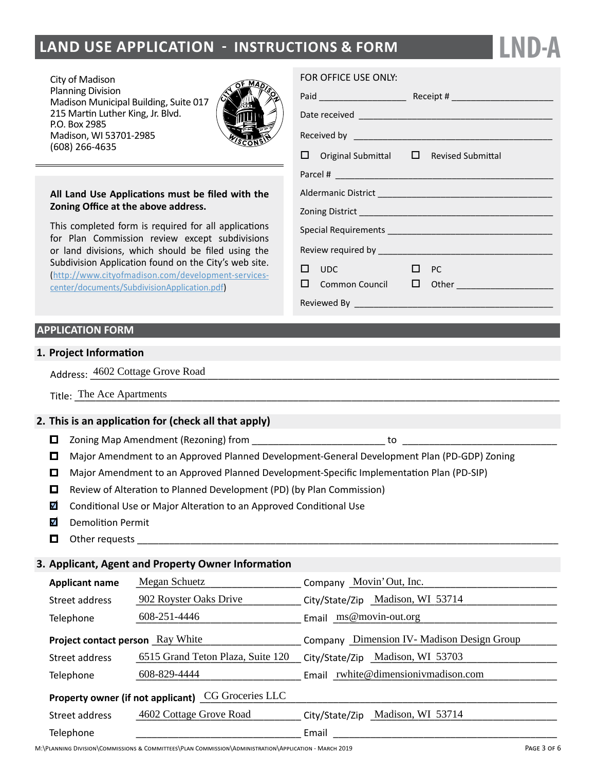# LAND USE APPLICATION - INSTRUCTIONS & FORM

**LND-A**

City of Madison
Planning Division
Madison Municipal Building, Suite 017
215 Martin Luther King, Jr. Blvd.
P.O. Box 2985
Madison, WI 53701-2985
(608) 266-4635

**All Land Use Applications must be filed with the Zoning Office at the above address.**

This completed form is required for all applications for Plan Commission review except subdivisions or land divisions, which should be filed using the Subdivision Application found on the City's web site. (http://www.cityofmadison.com/development-services-center/documents/SubdivisionApplication.pdf)

FOR OFFICE USE ONLY:

Paid ________________ Receipt # ____________________

Date received ____________________________________

Received by ______________________________________

☐ Original Submittal ☐ Revised Submittal

Parcel # _________________________________________

Aldermanic District ________________________________

Zoning District ___________________________________

Special Requirements ______________________________

Review required by ________________________________

☐ UDC ☐ PC

☐ Common Council ☐ Other ____________________

Reviewed By ______________________________________

## APPLICATION FORM

### 1. Project Information

Address: 4602 Cottage Grove Road

Title: The Ace Apartments

### 2. This is an application for (check all that apply)

- ☐ Zoning Map Amendment (Rezoning) from ______________________ to ________________________
- ☐ Major Amendment to an Approved Planned Development-General Development Plan (PD-GDP) Zoning
- ☐ Major Amendment to an Approved Planned Development-Specific Implementation Plan (PD-SIP)
- ☐ Review of Alteration to Planned Development (PD) (by Plan Commission)
- ☑ Conditional Use or Major Alteration to an Approved Conditional Use
- ☑ Demolition Permit
- ☐ Other requests ____________________________________________________________

### 3. Applicant, Agent and Property Owner Information

**Applicant name** Megan Schuetz — Company Movin' Out, Inc.
Street address 902 Royster Oaks Drive — City/State/Zip Madison, WI 53714
Telephone 608-251-4446 — Email ms@movin-out.org

**Project contact person** Ray White — Company Dimension IV- Madison Design Group
Street address 6515 Grand Teton Plaza, Suite 120 — City/State/Zip Madison, WI 53703
Telephone 608-829-4444 — Email rwhite@dimensionivmadison.com

**Property owner (if not applicant)** CG Groceries LLC
Street address 4602 Cottage Grove Road — City/State/Zip Madison, WI 53714
Telephone ____________________ — Email ____________________

M:\Planning Division\Commissions & Committees\Plan Commission\Administration\Application - March 2019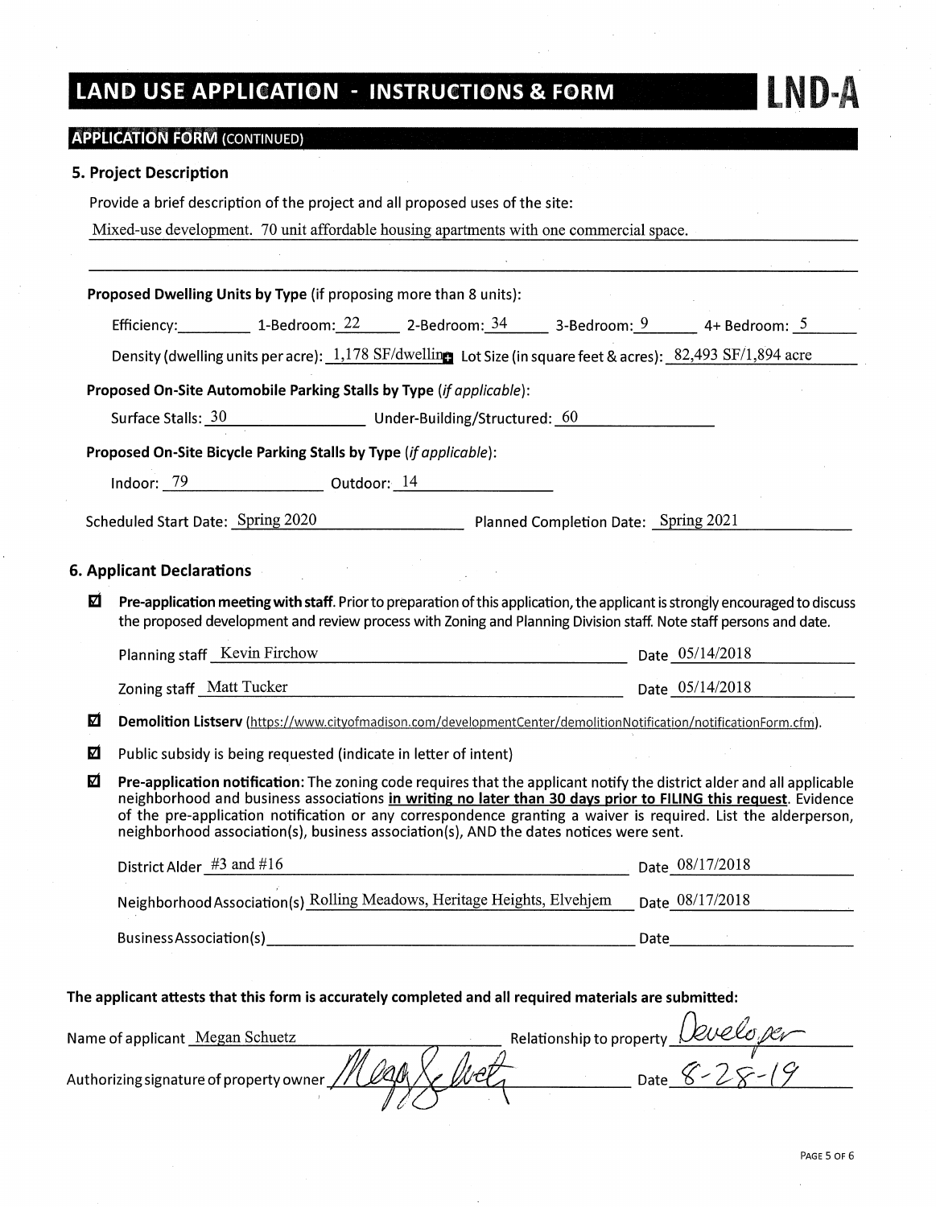# LAND USE APPLICATION - INSTRUCTIONS & FORM

**LND-A**

## APPLICATION FORM (CONTINUED)

### 5. Project Description

Provide a brief description of the project and all proposed uses of the site:

Mixed-use development. 70 unit affordable housing apartments with one commercial space.

**Proposed Dwelling Units by Type** (if proposing more than 8 units):

Efficiency: ________ 1-Bedroom: 22 2-Bedroom: 34 3-Bedroom: 9 4+ Bedroom: 5

Density (dwelling units per acre): 1,178 SF/dwelling Lot Size (in square feet & acres): 82,493 SF/1,894 acre

**Proposed On-Site Automobile Parking Stalls by Type** (*if applicable*):

Surface Stalls: 30 Under-Building/Structured: 60

**Proposed On-Site Bicycle Parking Stalls by Type** (*if applicable*):

Indoor: 79 Outdoor: 14

Scheduled Start Date: Spring 2020 Planned Completion Date: Spring 2021

### 6. Applicant Declarations

☑ **Pre-application meeting with staff.** Prior to preparation of this application, the applicant is strongly encouraged to discuss the proposed development and review process with Zoning and Planning Division staff. Note staff persons and date.

Planning staff Kevin Firchow Date 05/14/2018

Zoning staff Matt Tucker Date 05/14/2018

☑ **Demolition Listserv** (https://www.cityofmadison.com/developmentCenter/demolitionNotification/notificationForm.cfm).

☑ Public subsidy is being requested (indicate in letter of intent)

☑ **Pre-application notification:** The zoning code requires that the applicant notify the district alder and all applicable neighborhood and business associations **in writing no later than 30 days prior to FILING this request**. Evidence of the pre-application notification or any correspondence granting a waiver is required. List the alderperson, neighborhood association(s), business association(s), AND the dates notices were sent.

District Alder #3 and #16 Date 08/17/2018

Neighborhood Association(s) Rolling Meadows, Heritage Heights, Elvehjem Date 08/17/2018

Business Association(s) ________ Date ________

**The applicant attests that this form is accurately completed and all required materials are submitted:**

Name of applicant Megan Schuetz Relationship to property Developer

Authorizing signature of property owner *Megan Schuetz* Date 8-28-19